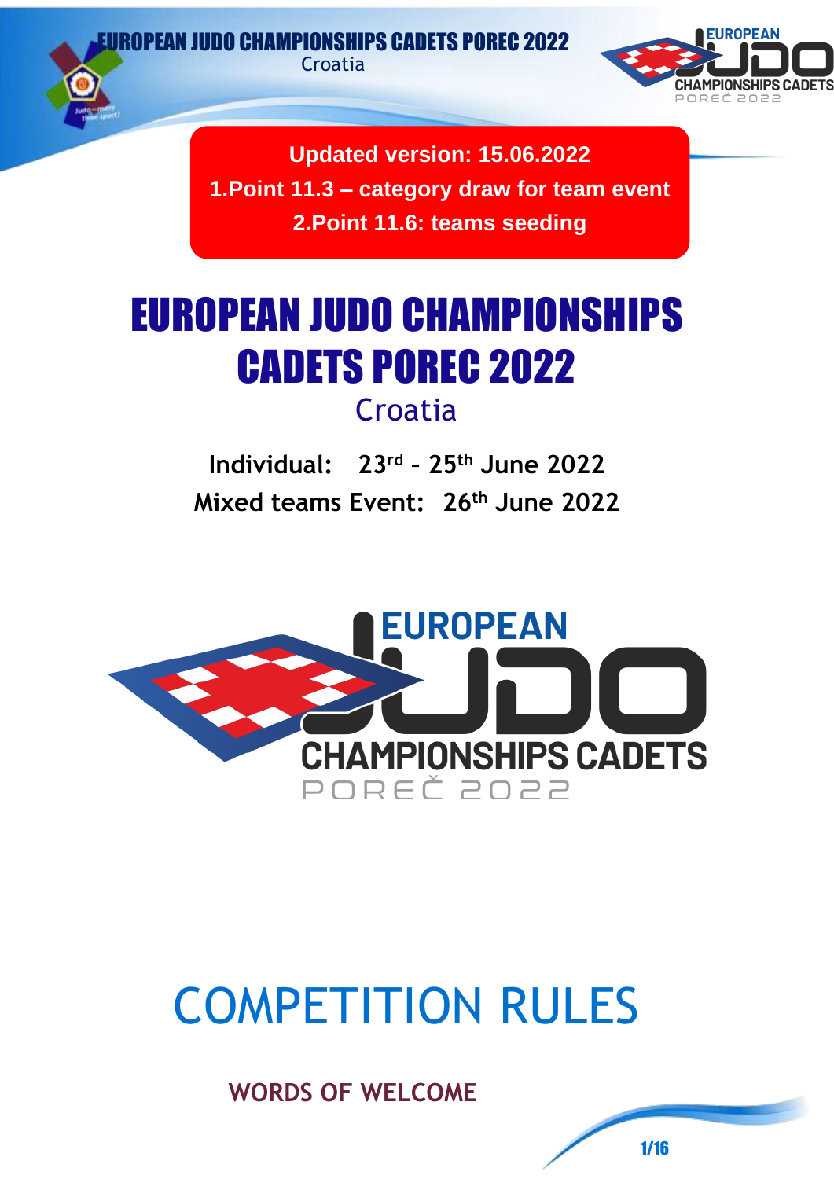**Updated version: 15.06.2022**

**1.Point 11.3 – category draw for team event**

**2.Point 11.6: teams seeding**

# EUROPEAN JUDO CHAMPIONSHIPS CADETS POREC 2022

Croatia

**Individual: 23rd – 25th June 2022**

**Mixed teams Event: 26th June 2022**

# COMPETITION RULES

## WORDS OF WELCOME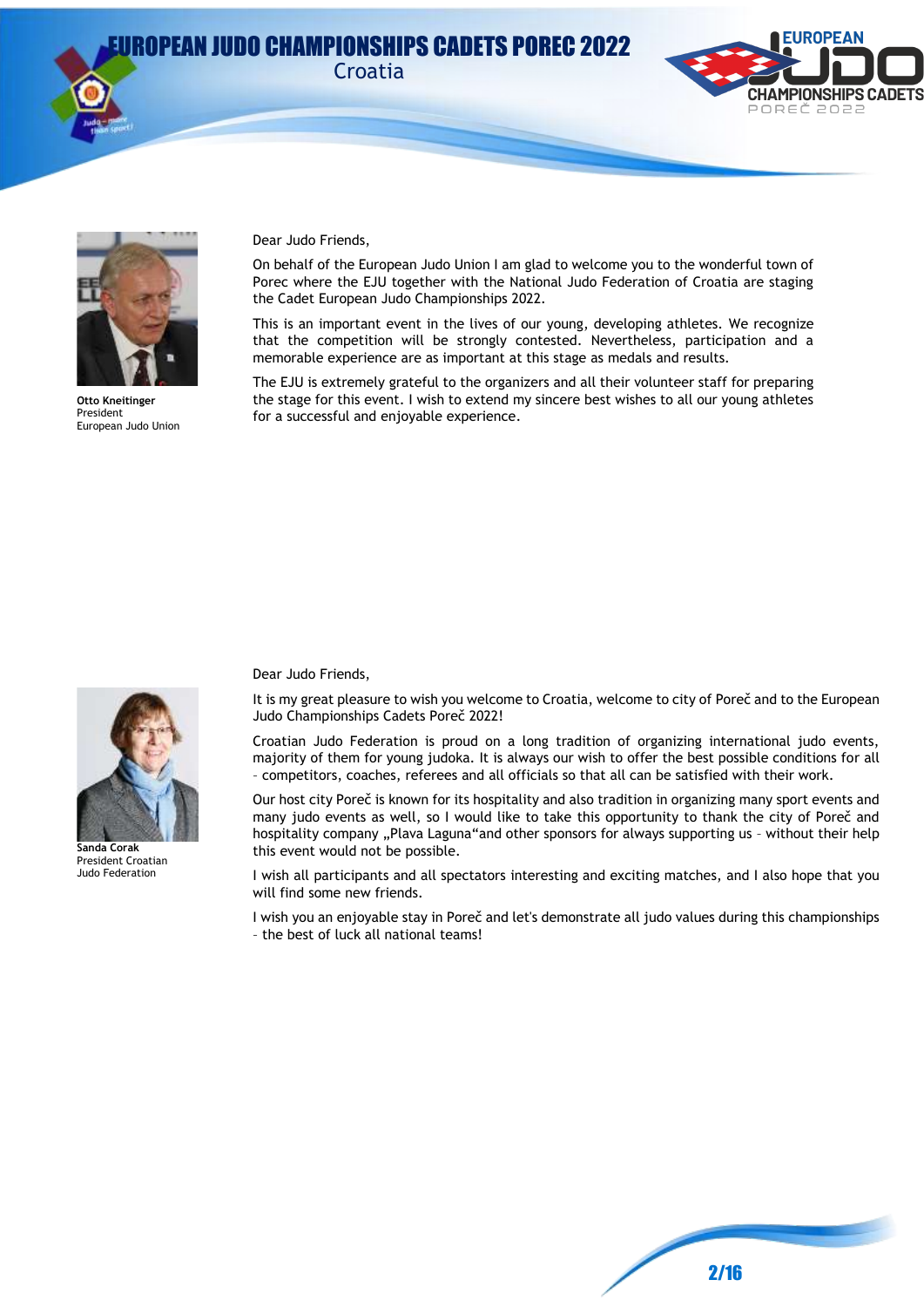Dear Judo Friends,

On behalf of the European Judo Union I am glad to welcome you to the wonderful town of Porec where the EJU together with the National Judo Federation of Croatia are staging the Cadet European Judo Championships 2022.

This is an important event in the lives of our young, developing athletes. We recognize that the competition will be strongly contested. Nevertheless, participation and a memorable experience are as important at this stage as medals and results.

The EJU is extremely grateful to the organizers and all their volunteer staff for preparing the stage for this event. I wish to extend my sincere best wishes to all our young athletes for a successful and enjoyable experience.

**Otto Kneitinger**
President
European Judo Union

Dear Judo Friends,

It is my great pleasure to wish you welcome to Croatia, welcome to city of Poreč and to the European Judo Championships Cadets Poreč 2022!

Croatian Judo Federation is proud on a long tradition of organizing international judo events, majority of them for young judoka. It is always our wish to offer the best possible conditions for all – competitors, coaches, referees and all officials so that all can be satisfied with their work.

Our host city Poreč is known for its hospitality and also tradition in organizing many sport events and many judo events as well, so I would like to take this opportunity to thank the city of Poreč and hospitality company „Plava Laguna"and other sponsors for always supporting us – without their help this event would not be possible.

I wish all participants and all spectators interesting and exciting matches, and I also hope that you will find some new friends.

I wish you an enjoyable stay in Poreč and let's demonstrate all judo values during this championships – the best of luck all national teams!

**Sanda Corak**
President Croatian
Judo Federation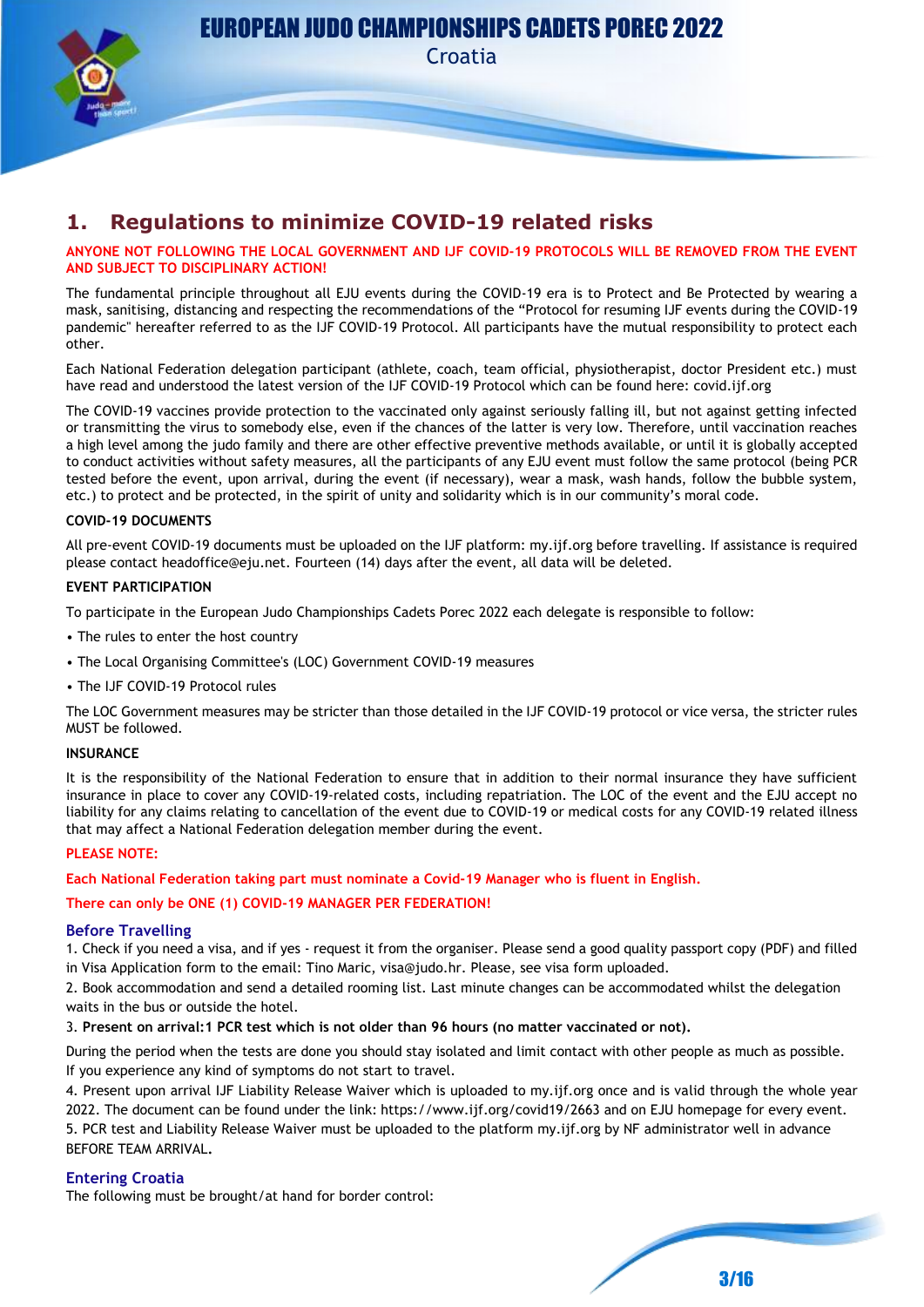## 1. Regulations to minimize COVID-19 related risks

**ANYONE NOT FOLLOWING THE LOCAL GOVERNMENT AND IJF COVID-19 PROTOCOLS WILL BE REMOVED FROM THE EVENT AND SUBJECT TO DISCIPLINARY ACTION!**

The fundamental principle throughout all EJU events during the COVID-19 era is to Protect and Be Protected by wearing a mask, sanitising, distancing and respecting the recommendations of the "Protocol for resuming IJF events during the COVID-19 pandemic" hereafter referred to as the IJF COVID-19 Protocol. All participants have the mutual responsibility to protect each other.

Each National Federation delegation participant (athlete, coach, team official, physiotherapist, doctor President etc.) must have read and understood the latest version of the IJF COVID-19 Protocol which can be found here: covid.ijf.org

The COVID-19 vaccines provide protection to the vaccinated only against seriously falling ill, but not against getting infected or transmitting the virus to somebody else, even if the chances of the latter is very low. Therefore, until vaccination reaches a high level among the judo family and there are other effective preventive methods available, or until it is globally accepted to conduct activities without safety measures, all the participants of any EJU event must follow the same protocol (being PCR tested before the event, upon arrival, during the event (if necessary), wear a mask, wash hands, follow the bubble system, etc.) to protect and be protected, in the spirit of unity and solidarity which is in our community's moral code.

**COVID-19 DOCUMENTS**

All pre-event COVID-19 documents must be uploaded on the IJF platform: my.ijf.org before travelling. If assistance is required please contact headoffice@eju.net. Fourteen (14) days after the event, all data will be deleted.

**EVENT PARTICIPATION**

To participate in the European Judo Championships Cadets Porec 2022 each delegate is responsible to follow:

- The rules to enter the host country
- The Local Organising Committee's (LOC) Government COVID-19 measures
- The IJF COVID-19 Protocol rules

The LOC Government measures may be stricter than those detailed in the IJF COVID-19 protocol or vice versa, the stricter rules MUST be followed.

**INSURANCE**

It is the responsibility of the National Federation to ensure that in addition to their normal insurance they have sufficient insurance in place to cover any COVID-19-related costs, including repatriation. The LOC of the event and the EJU accept no liability for any claims relating to cancellation of the event due to COVID-19 or medical costs for any COVID-19 related illness that may affect a National Federation delegation member during the event.

**PLEASE NOTE:**

**Each National Federation taking part must nominate a Covid-19 Manager who is fluent in English.**

**There can only be ONE (1) COVID-19 MANAGER PER FEDERATION!**

### Before Travelling

1. Check if you need a visa, and if yes - request it from the organiser. Please send a good quality passport copy (PDF) and filled in Visa Application form to the email: Tino Maric, visa@judo.hr. Please, see visa form uploaded.
2. Book accommodation and send a detailed rooming list. Last minute changes can be accommodated whilst the delegation waits in the bus or outside the hotel.
3. **Present on arrival:1 PCR test which is not older than 96 hours (no matter vaccinated or not).**

During the period when the tests are done you should stay isolated and limit contact with other people as much as possible. If you experience any kind of symptoms do not start to travel.

4. Present upon arrival IJF Liability Release Waiver which is uploaded to my.ijf.org once and is valid through the whole year 2022. The document can be found under the link: https://www.ijf.org/covid19/2663 and on EJU homepage for every event.
5. PCR test and Liability Release Waiver must be uploaded to the platform my.ijf.org by NF administrator well in advance BEFORE TEAM ARRIVAL**.**

### Entering Croatia

The following must be brought/at hand for border control: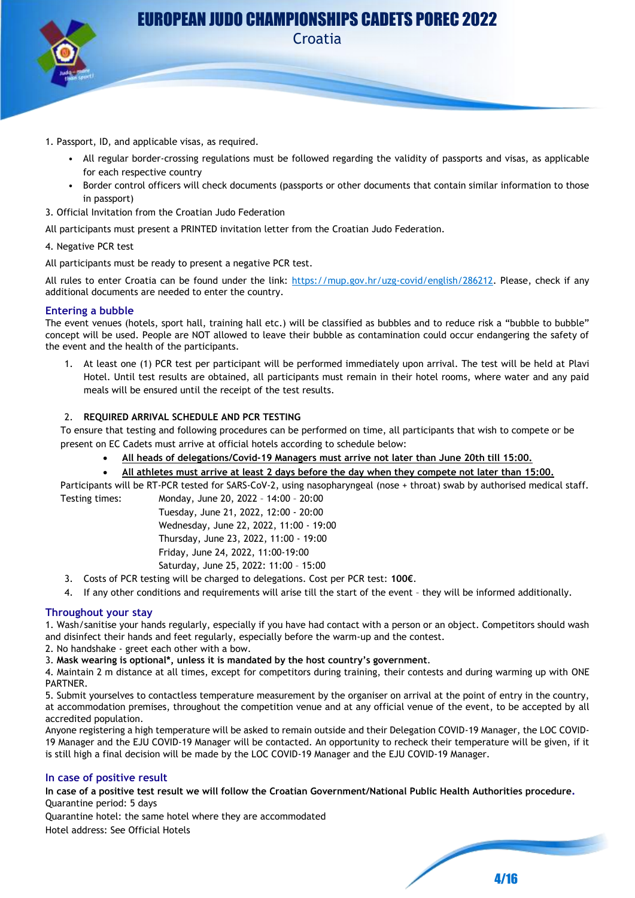1. Passport, ID, and applicable visas, as required.
    - All regular border-crossing regulations must be followed regarding the validity of passports and visas, as applicable for each respective country
    - Border control officers will check documents (passports or other documents that contain similar information to those in passport)

3. Official Invitation from the Croatian Judo Federation

All participants must present a PRINTED invitation letter from the Croatian Judo Federation.

4. Negative PCR test

All participants must be ready to present a negative PCR test.

All rules to enter Croatia can be found under the link: https://mup.gov.hr/uzg-covid/english/286212. Please, check if any additional documents are needed to enter the country.

## Entering a bubble

The event venues (hotels, sport hall, training hall etc.) will be classified as bubbles and to reduce risk a "bubble to bubble" concept will be used. People are NOT allowed to leave their bubble as contamination could occur endangering the safety of the event and the health of the participants.

1. At least one (1) PCR test per participant will be performed immediately upon arrival. The test will be held at Plavi Hotel. Until test results are obtained, all participants must remain in their hotel rooms, where water and any paid meals will be ensured until the receipt of the test results.

2. **REQUIRED ARRIVAL SCHEDULE AND PCR TESTING**

   To ensure that testing and following procedures can be performed on time, all participants that wish to compete or be present on EC Cadets must arrive at official hotels according to schedule below:

   - **All heads of delegations/Covid-19 Managers must arrive not later than June 20th till 15:00.**
   - **All athletes must arrive at least 2 days before the day when they compete not later than 15:00.**

   Participants will be RT-PCR tested for SARS-CoV-2, using nasopharyngeal (nose + throat) swab by authorised medical staff.

   Testing times:
   - Monday, June 20, 2022 – 14:00 – 20:00
   - Tuesday, June 21, 2022, 12:00 - 20:00
   - Wednesday, June 22, 2022, 11:00 - 19:00
   - Thursday, June 23, 2022, 11:00 - 19:00
   - Friday, June 24, 2022, 11:00-19:00
   - Saturday, June 25, 2022: 11:00 – 15:00

3. Costs of PCR testing will be charged to delegations. Cost per PCR test: **100€**.
4. If any other conditions and requirements will arise till the start of the event – they will be informed additionally.

## Throughout your stay

1. Wash/sanitise your hands regularly, especially if you have had contact with a person or an object. Competitors should wash and disinfect their hands and feet regularly, especially before the warm-up and the contest.
2. No handshake - greet each other with a bow.
3. **Mask wearing is optional*, unless it is mandated by the host country's government**.
4. Maintain 2 m distance at all times, except for competitors during training, their contests and during warming up with ONE PARTNER.
5. Submit yourselves to contactless temperature measurement by the organiser on arrival at the point of entry in the country, at accommodation premises, throughout the competition venue and at any official venue of the event, to be accepted by all accredited population.

Anyone registering a high temperature will be asked to remain outside and their Delegation COVID-19 Manager, the LOC COVID-19 Manager and the EJU COVID-19 Manager will be contacted. An opportunity to recheck their temperature will be given, if it is still high a final decision will be made by the LOC COVID-19 Manager and the EJU COVID-19 Manager.

## In case of positive result

**In case of a positive test result we will follow the Croatian Government/National Public Health Authorities procedure.**

Quarantine period: 5 days

Quarantine hotel: the same hotel where they are accommodated

Hotel address: See Official Hotels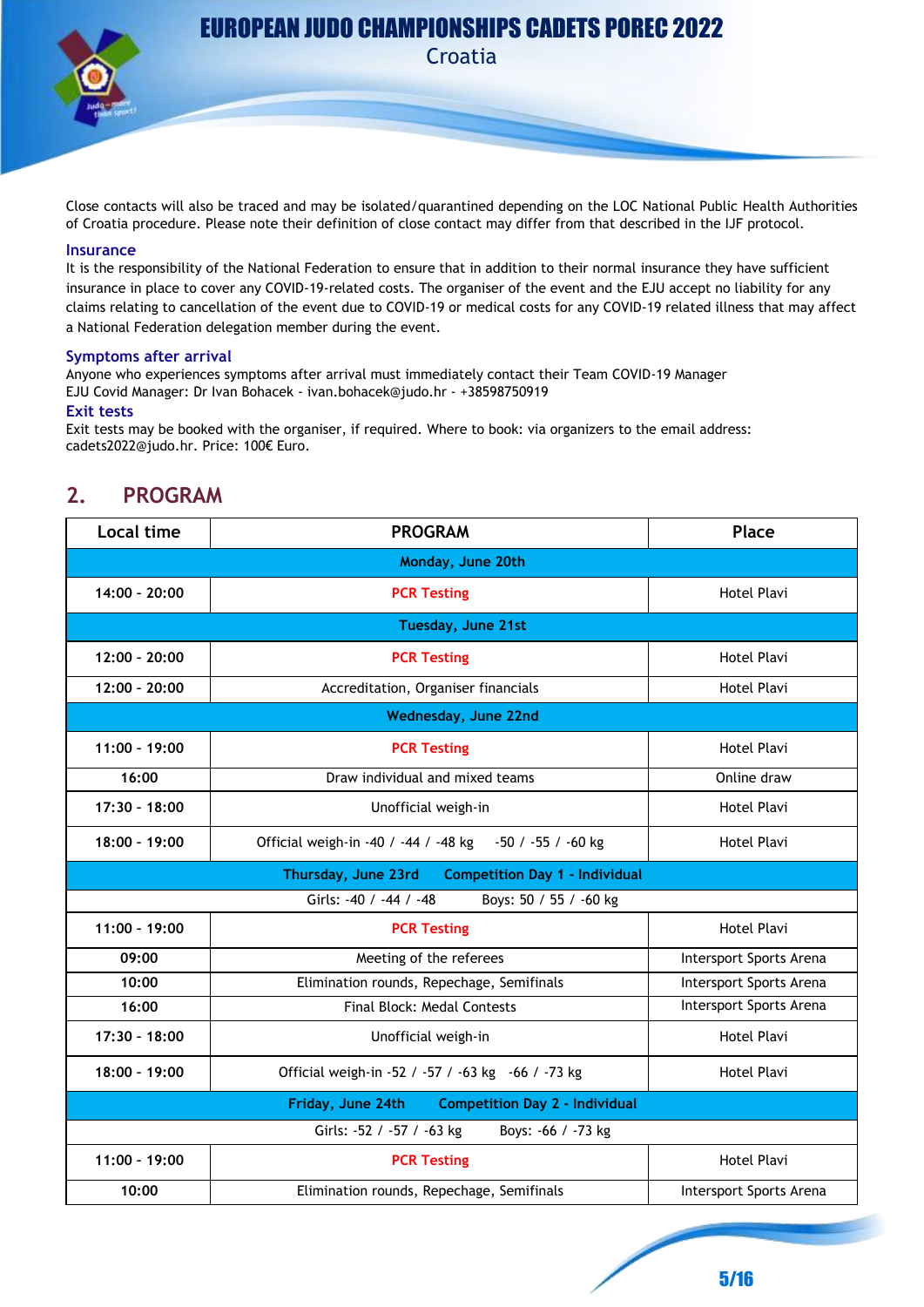Close contacts will also be traced and may be isolated/quarantined depending on the LOC National Public Health Authorities of Croatia procedure. Please note their definition of close contact may differ from that described in the IJF protocol.

### Insurance

It is the responsibility of the National Federation to ensure that in addition to their normal insurance they have sufficient insurance in place to cover any COVID-19-related costs. The organiser of the event and the EJU accept no liability for any claims relating to cancellation of the event due to COVID-19 or medical costs for any COVID-19 related illness that may affect a National Federation delegation member during the event.

### Symptoms after arrival

Anyone who experiences symptoms after arrival must immediately contact their Team COVID-19 Manager
EJU Covid Manager: Dr Ivan Bohacek - ivan.bohacek@judo.hr - +38598750919

### Exit tests

Exit tests may be booked with the organiser, if required. Where to book: via organizers to the email address: cadets2022@judo.hr. Price: 100€ Euro.

## 2. PROGRAM

| Local time | PROGRAM | Place |
|---|---|---|
| **Monday, June 20th** | | |
| 14:00 - 20:00 | PCR Testing | Hotel Plavi |
| **Tuesday, June 21st** | | |
| 12:00 - 20:00 | PCR Testing | Hotel Plavi |
| 12:00 - 20:00 | Accreditation, Organiser financials | Hotel Plavi |
| **Wednesday, June 22nd** | | |
| 11:00 - 19:00 | PCR Testing | Hotel Plavi |
| 16:00 | Draw individual and mixed teams | Online draw |
| 17:30 - 18:00 | Unofficial weigh-in | Hotel Plavi |
| 18:00 - 19:00 | Official weigh-in -40 / -44 / -48 kg -50 / -55 / -60 kg | Hotel Plavi |
| **Thursday, June 23rd Competition Day 1 - Individual** | | |
| Girls: -40 / -44 / -48 Boys: 50 / 55 / -60 kg | | |
| 11:00 - 19:00 | PCR Testing | Hotel Plavi |
| 09:00 | Meeting of the referees | Intersport Sports Arena |
| 10:00 | Elimination rounds, Repechage, Semifinals | Intersport Sports Arena |
| 16:00 | Final Block: Medal Contests | Intersport Sports Arena |
| 17:30 - 18:00 | Unofficial weigh-in | Hotel Plavi |
| 18:00 - 19:00 | Official weigh-in -52 / -57 / -63 kg -66 / -73 kg | Hotel Plavi |
| **Friday, June 24th Competition Day 2 - Individual** | | |
| Girls: -52 / -57 / -63 kg Boys: -66 / -73 kg | | |
| 11:00 - 19:00 | PCR Testing | Hotel Plavi |
| 10:00 | Elimination rounds, Repechage, Semifinals | Intersport Sports Arena |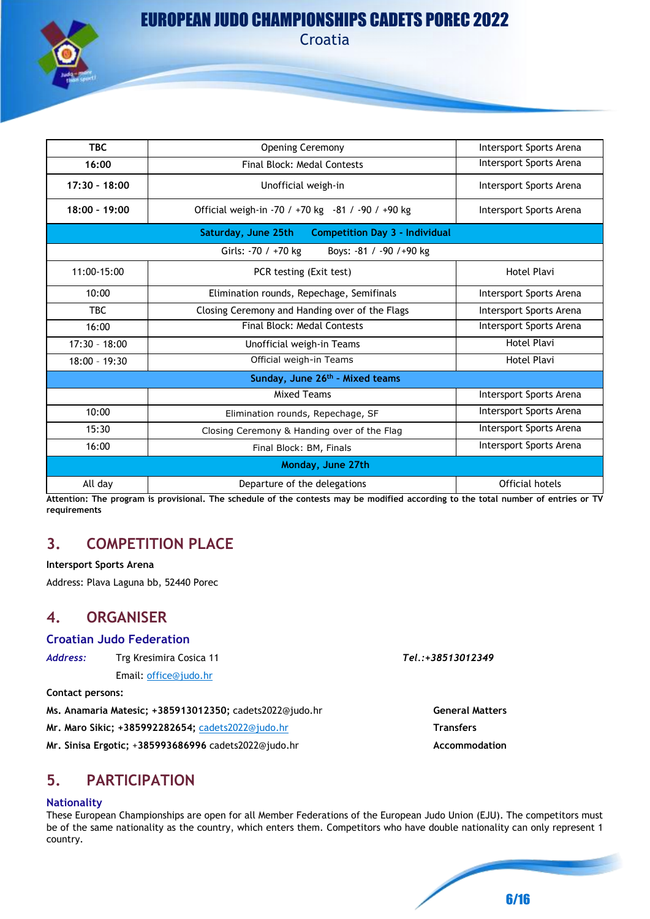| | | |
|---|---|---|
| **TBC** | Opening Ceremony | Intersport Sports Arena |
| **16:00** | Final Block: Medal Contests | Intersport Sports Arena |
| **17:30 - 18:00** | Unofficial weigh-in | Intersport Sports Arena |
| **18:00 - 19:00** | Official weigh-in -70 / +70 kg  -81 / -90 / +90 kg | Intersport Sports Arena |
| **Saturday, June 25th  Competition Day 3 - Individual** | | |
| Girls: -70 / +70 kg  Boys: -81 / -90 /+90 kg | | |
| 11:00-15:00 | PCR testing (Exit test) | Hotel Plavi |
| 10:00 | Elimination rounds, Repechage, Semifinals | Intersport Sports Arena |
| TBC | Closing Ceremony and Handing over of the Flags | Intersport Sports Arena |
| 16:00 | Final Block: Medal Contests | Intersport Sports Arena |
| 17:30 – 18:00 | Unofficial weigh-in Teams | Hotel Plavi |
| 18:00 – 19:30 | Official weigh-in Teams | Hotel Plavi |
| **Sunday, June 26th - Mixed teams** | | |
| | Mixed Teams | Intersport Sports Arena |
| 10:00 | Elimination rounds, Repechage, SF | Intersport Sports Arena |
| 15:30 | Closing Ceremony & Handing over of the Flag | Intersport Sports Arena |
| 16:00 | Final Block: BM, Finals | Intersport Sports Arena |
| **Monday, June 27th** | | |
| All day | Departure of the delegations | Official hotels |

**Attention: The program is provisional. The schedule of the contests may be modified according to the total number of entries or TV requirements**

## 3. COMPETITION PLACE

**Intersport Sports Arena**

Address: Plava Laguna bb, 52440 Porec

## 4. ORGANISER

### Croatian Judo Federation

***Address:*** Trg Kresimira Cosica 11 ***Tel.:+38513012349***

Email: office@judo.hr

**Contact persons:**

**Ms. Anamaria Matesic; +385913012350;** cadets2022@judo.hr — **General Matters**

**Mr. Maro Sikic; +385992282654;** cadets2022@judo.hr — **Transfers**

**Mr. Sinisa Ergotic;** +**385993686996** cadets2022@judo.hr — **Accommodation**

## 5. PARTICIPATION

### Nationality

These European Championships are open for all Member Federations of the European Judo Union (EJU). The competitors must be of the same nationality as the country, which enters them. Competitors who have double nationality can only represent 1 country.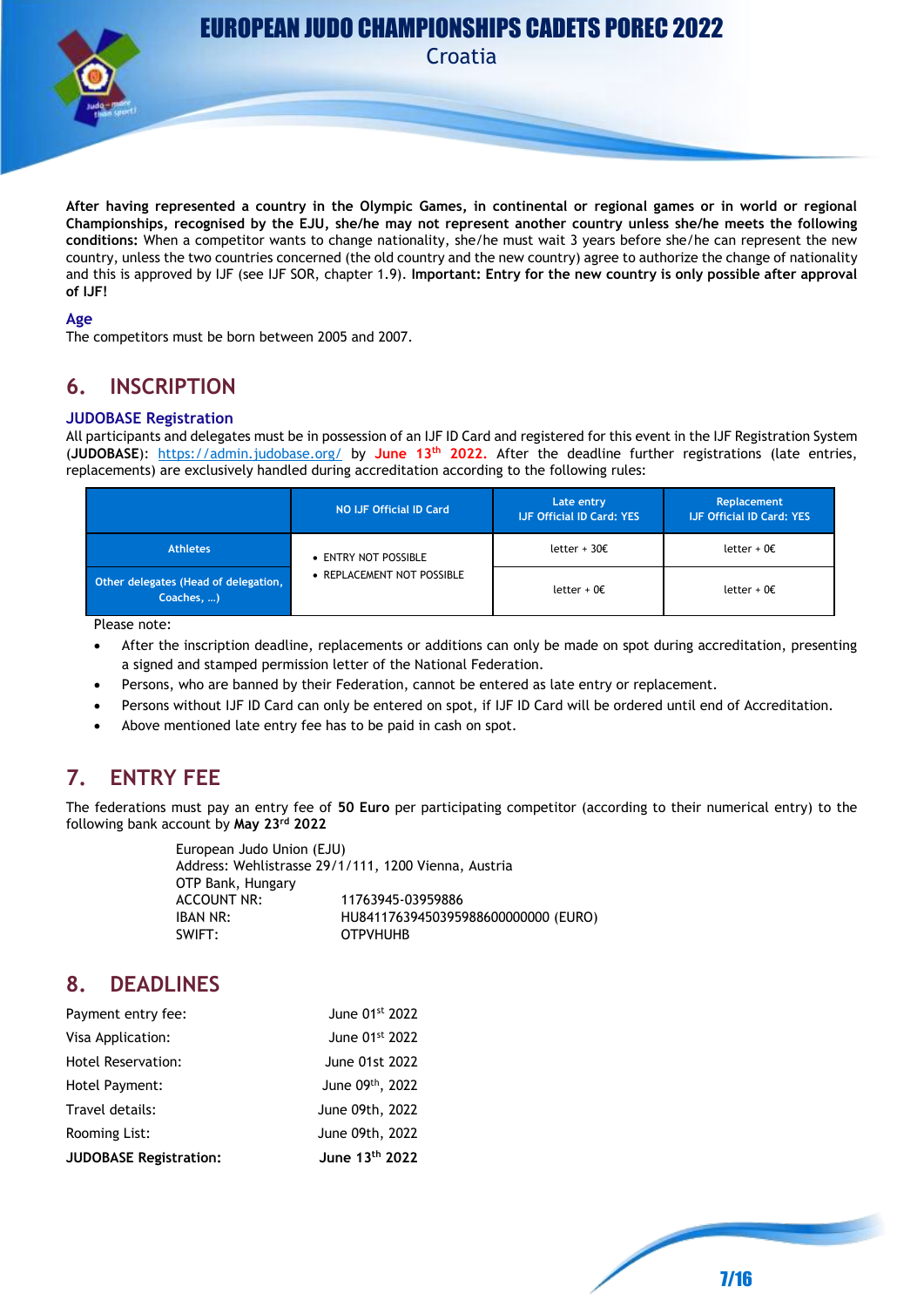**After having represented a country in the Olympic Games, in continental or regional games or in world or regional Championships, recognised by the EJU, she/he may not represent another country unless she/he meets the following conditions:** When a competitor wants to change nationality, she/he must wait 3 years before she/he can represent the new country, unless the two countries concerned (the old country and the new country) agree to authorize the change of nationality and this is approved by IJF (see IJF SOR, chapter 1.9). **Important: Entry for the new country is only possible after approval of IJF!**

### Age

The competitors must be born between 2005 and 2007.

## 6. INSCRIPTION

### JUDOBASE Registration

All participants and delegates must be in possession of an IJF ID Card and registered for this event in the IJF Registration System (**JUDOBASE**): https://admin.judobase.org/ by **June 13th 2022.** After the deadline further registrations (late entries, replacements) are exclusively handled during accreditation according to the following rules:

| | NO IJF Official ID Card | Late entry IJF Official ID Card: YES | Replacement IJF Official ID Card: YES |
|---|---|---|---|
| Athletes | • ENTRY NOT POSSIBLE • REPLACEMENT NOT POSSIBLE | letter + 30€ | letter + 0€ |
| Other delegates (Head of delegation, Coaches, …) | | letter + 0€ | letter + 0€ |

Please note:

- After the inscription deadline, replacements or additions can only be made on spot during accreditation, presenting a signed and stamped permission letter of the National Federation.
- Persons, who are banned by their Federation, cannot be entered as late entry or replacement.
- Persons without IJF ID Card can only be entered on spot, if IJF ID Card will be ordered until end of Accreditation.
- Above mentioned late entry fee has to be paid in cash on spot.

## 7. ENTRY FEE

The federations must pay an entry fee of **50 Euro** per participating competitor (according to their numerical entry) to the following bank account by **May 23rd 2022**

European Judo Union (EJU)
Address: Wehlistrasse 29/1/111, 1200 Vienna, Austria
OTP Bank, Hungary

| | |
|---|---|
| ACCOUNT NR: | 11763945-03959886 |
| IBAN NR: | HU84117639450395988600000000 (EURO) |
| SWIFT: | OTPVHUHB |

## 8. DEADLINES

| | |
|---|---|
| Payment entry fee: | June 01st 2022 |
| Visa Application: | June 01st 2022 |
| Hotel Reservation: | June 01st 2022 |
| Hotel Payment: | June 09th, 2022 |
| Travel details: | June 09th, 2022 |
| Rooming List: | June 09th, 2022 |
| **JUDOBASE Registration:** | **June 13th 2022** |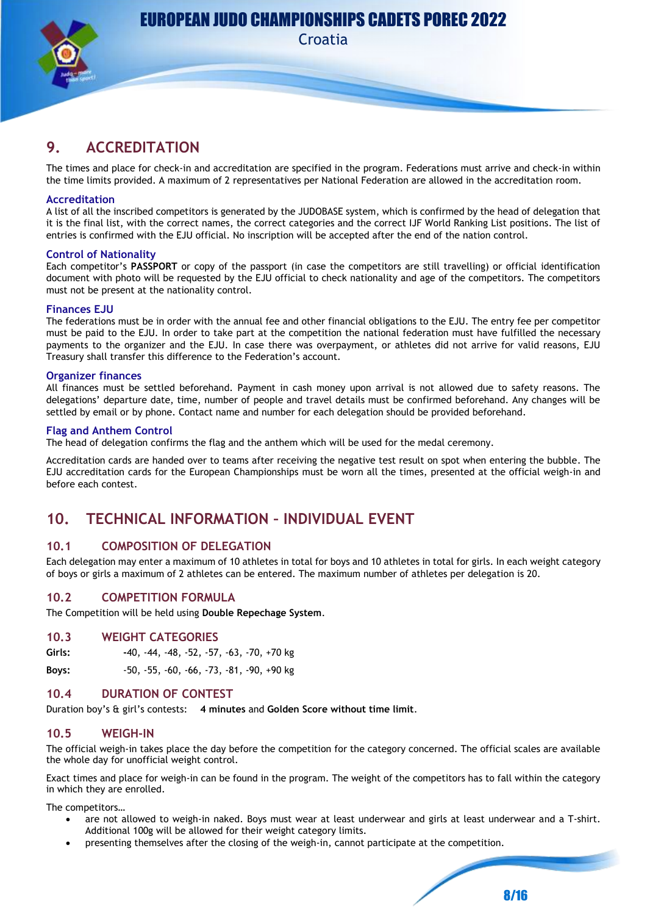## 9. ACCREDITATION

The times and place for check-in and accreditation are specified in the program. Federations must arrive and check-in within the time limits provided. A maximum of 2 representatives per National Federation are allowed in the accreditation room.

### Accreditation

A list of all the inscribed competitors is generated by the JUDOBASE system, which is confirmed by the head of delegation that it is the final list, with the correct names, the correct categories and the correct IJF World Ranking List positions. The list of entries is confirmed with the EJU official. No inscription will be accepted after the end of the nation control.

### Control of Nationality

Each competitor's **PASSPORT** or copy of the passport (in case the competitors are still travelling) or official identification document with photo will be requested by the EJU official to check nationality and age of the competitors. The competitors must not be present at the nationality control.

### Finances EJU

The federations must be in order with the annual fee and other financial obligations to the EJU. The entry fee per competitor must be paid to the EJU. In order to take part at the competition the national federation must have fulfilled the necessary payments to the organizer and the EJU. In case there was overpayment, or athletes did not arrive for valid reasons, EJU Treasury shall transfer this difference to the Federation's account.

### Organizer finances

All finances must be settled beforehand. Payment in cash money upon arrival is not allowed due to safety reasons. The delegations' departure date, time, number of people and travel details must be confirmed beforehand. Any changes will be settled by email or by phone. Contact name and number for each delegation should be provided beforehand.

### Flag and Anthem Control

The head of delegation confirms the flag and the anthem which will be used for the medal ceremony.

Accreditation cards are handed over to teams after receiving the negative test result on spot when entering the bubble. The EJU accreditation cards for the European Championships must be worn all the times, presented at the official weigh-in and before each contest.

## 10. TECHNICAL INFORMATION – INDIVIDUAL EVENT

### 10.1 COMPOSITION OF DELEGATION

Each delegation may enter a maximum of 10 athletes in total for boys and 10 athletes in total for girls. In each weight category of boys or girls a maximum of 2 athletes can be entered. The maximum number of athletes per delegation is 20.

### 10.2 COMPETITION FORMULA

The Competition will be held using **Double Repechage System**.

### 10.3 WEIGHT CATEGORIES

**Girls:** -40, -44, -48, -52, -57, -63, -70, +70 kg

**Boys:** -50, -55, -60, -66, -73, -81, -90, +90 kg

### 10.4 DURATION OF CONTEST

Duration boy's & girl's contests: **4 minutes** and **Golden Score without time limit**.

### 10.5 WEIGH-IN

The official weigh-in takes place the day before the competition for the category concerned. The official scales are available the whole day for unofficial weight control.

Exact times and place for weigh-in can be found in the program. The weight of the competitors has to fall within the category in which they are enrolled.

The competitors…

- are not allowed to weigh-in naked. Boys must wear at least underwear and girls at least underwear and a T-shirt. Additional 100g will be allowed for their weight category limits.
- presenting themselves after the closing of the weigh-in, cannot participate at the competition.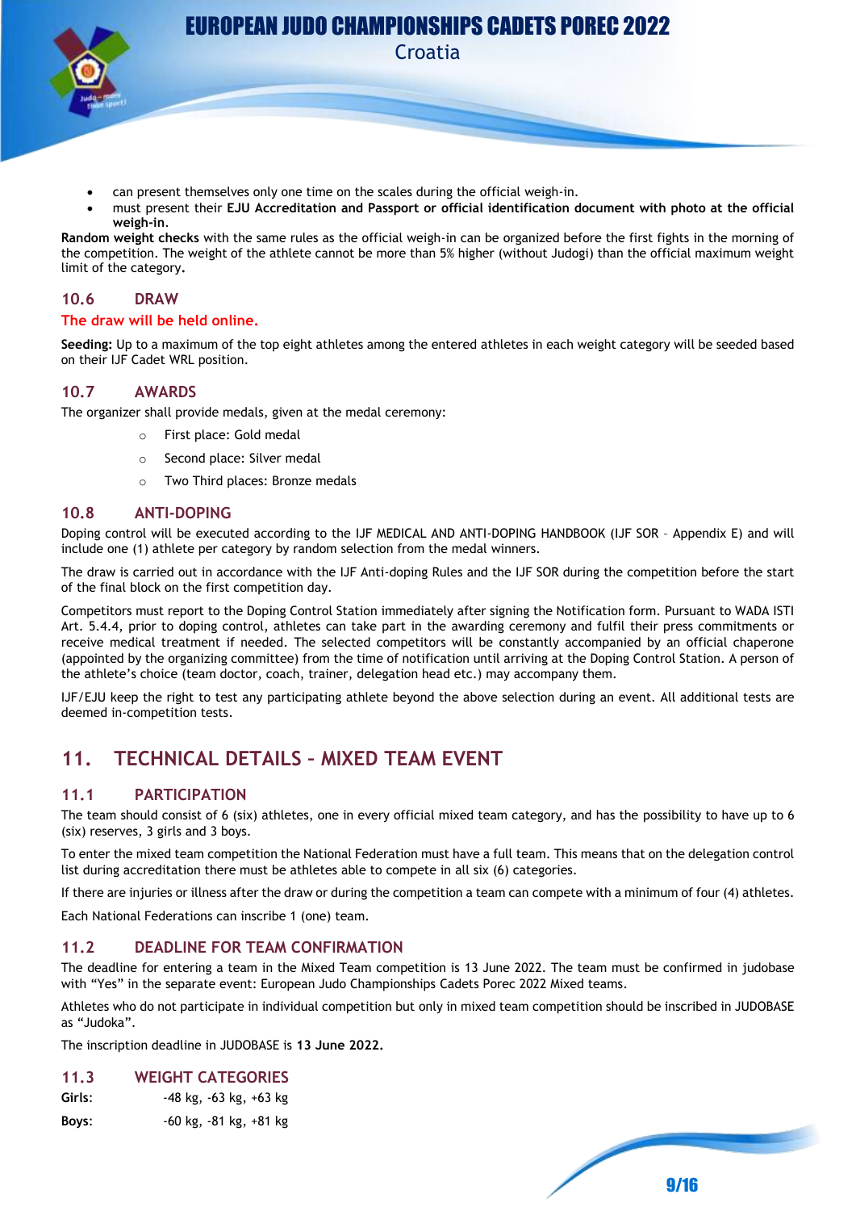- can present themselves only one time on the scales during the official weigh-in.
- must present their **EJU Accreditation and Passport or official identification document with photo at the official weigh-in**.

**Random weight checks** with the same rules as the official weigh-in can be organized before the first fights in the morning of the competition. The weight of the athlete cannot be more than 5% higher (without Judogi) than the official maximum weight limit of the category**.**

### 10.6 DRAW

**The draw will be held online.**

**Seeding:** Up to a maximum of the top eight athletes among the entered athletes in each weight category will be seeded based on their IJF Cadet WRL position.

### 10.7 AWARDS

The organizer shall provide medals, given at the medal ceremony:

- First place: Gold medal
- Second place: Silver medal
- Two Third places: Bronze medals

### 10.8 ANTI-DOPING

Doping control will be executed according to the IJF MEDICAL AND ANTI-DOPING HANDBOOK (IJF SOR – Appendix E) and will include one (1) athlete per category by random selection from the medal winners.

The draw is carried out in accordance with the IJF Anti-doping Rules and the IJF SOR during the competition before the start of the final block on the first competition day.

Competitors must report to the Doping Control Station immediately after signing the Notification form. Pursuant to WADA ISTI Art. 5.4.4, prior to doping control, athletes can take part in the awarding ceremony and fulfil their press commitments or receive medical treatment if needed. The selected competitors will be constantly accompanied by an official chaperone (appointed by the organizing committee) from the time of notification until arriving at the Doping Control Station. A person of the athlete's choice (team doctor, coach, trainer, delegation head etc.) may accompany them.

IJF/EJU keep the right to test any participating athlete beyond the above selection during an event. All additional tests are deemed in-competition tests.

## 11. TECHNICAL DETAILS – MIXED TEAM EVENT

### 11.1 PARTICIPATION

The team should consist of 6 (six) athletes, one in every official mixed team category, and has the possibility to have up to 6 (six) reserves, 3 girls and 3 boys.

To enter the mixed team competition the National Federation must have a full team. This means that on the delegation control list during accreditation there must be athletes able to compete in all six (6) categories.

If there are injuries or illness after the draw or during the competition a team can compete with a minimum of four (4) athletes.

Each National Federations can inscribe 1 (one) team.

### 11.2 DEADLINE FOR TEAM CONFIRMATION

The deadline for entering a team in the Mixed Team competition is 13 June 2022. The team must be confirmed in judobase with "Yes" in the separate event: European Judo Championships Cadets Porec 2022 Mixed teams.

Athletes who do not participate in individual competition but only in mixed team competition should be inscribed in JUDOBASE as "Judoka".

The inscription deadline in JUDOBASE is **13 June 2022.**

### 11.3 WEIGHT CATEGORIES

**Girls**: -48 kg, -63 kg, +63 kg

**Boys**: -60 kg, -81 kg, +81 kg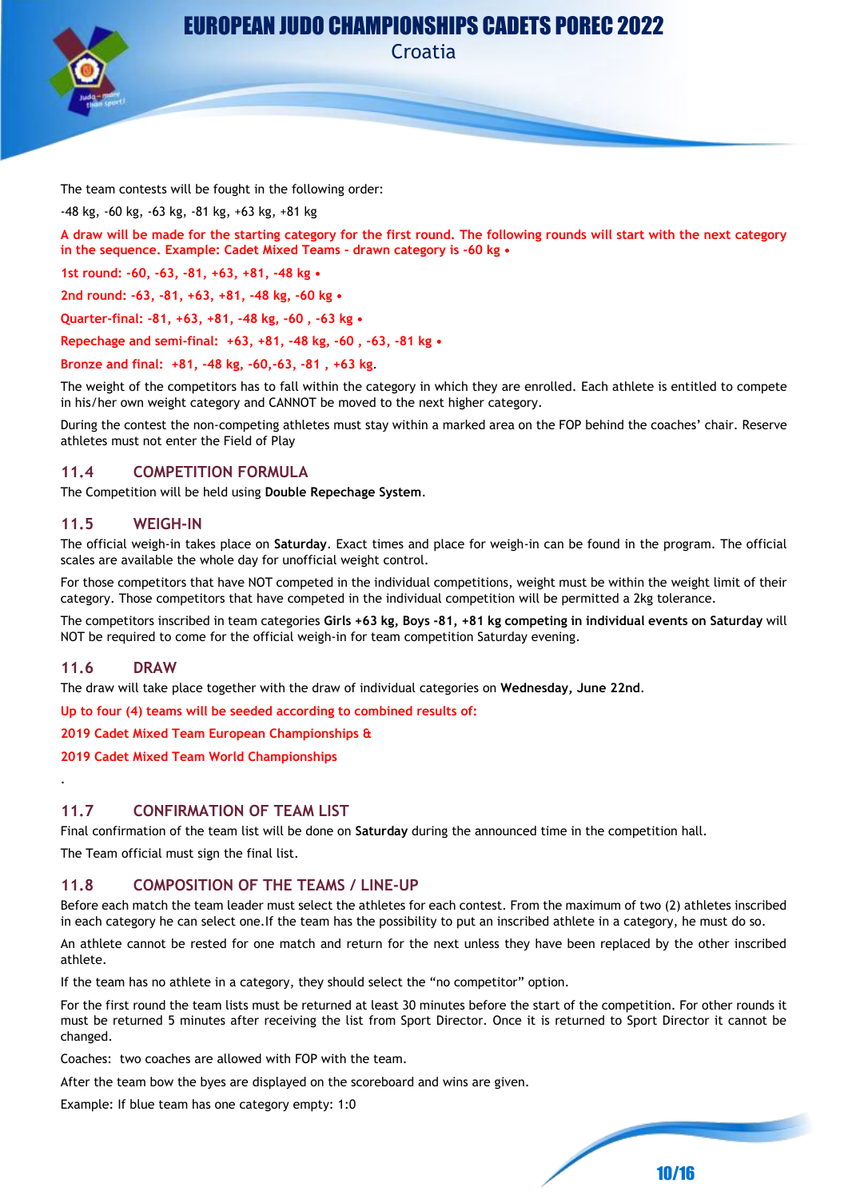The team contests will be fought in the following order:

-48 kg, -60 kg, -63 kg, -81 kg, +63 kg, +81 kg

**A draw will be made for the starting category for the first round. The following rounds will start with the next category in the sequence. Example: Cadet Mixed Teams - drawn category is -60 kg •**

**1st round: -60, -63, -81, +63, +81, -48 kg •**

**2nd round: -63, -81, +63, +81, -48 kg, -60 kg •**

**Quarter-final: -81, +63, +81, -48 kg, -60 , -63 kg •**

**Repechage and semi-final: +63, +81, -48 kg, -60 , -63, -81 kg •**

**Bronze and final: +81, -48 kg, -60,-63, -81 , +63 kg**.

The weight of the competitors has to fall within the category in which they are enrolled. Each athlete is entitled to compete in his/her own weight category and CANNOT be moved to the next higher category.

During the contest the non-competing athletes must stay within a marked area on the FOP behind the coaches' chair. Reserve athletes must not enter the Field of Play

## 11.4 COMPETITION FORMULA

The Competition will be held using **Double Repechage System**.

## 11.5 WEIGH-IN

The official weigh-in takes place on **Saturday**. Exact times and place for weigh-in can be found in the program. The official scales are available the whole day for unofficial weight control.

For those competitors that have NOT competed in the individual competitions, weight must be within the weight limit of their category. Those competitors that have competed in the individual competition will be permitted a 2kg tolerance.

The competitors inscribed in team categories **Girls +63 kg, Boys -81, +81 kg competing in individual events on Saturday** will NOT be required to come for the official weigh-in for team competition Saturday evening.

## 11.6 DRAW

The draw will take place together with the draw of individual categories on **Wednesday, June 22nd**.

**Up to four (4) teams will be seeded according to combined results of:**

**2019 Cadet Mixed Team European Championships &**

**2019 Cadet Mixed Team World Championships**

.

## 11.7 CONFIRMATION OF TEAM LIST

Final confirmation of the team list will be done on **Saturday** during the announced time in the competition hall.

The Team official must sign the final list.

## 11.8 COMPOSITION OF THE TEAMS / LINE-UP

Before each match the team leader must select the athletes for each contest. From the maximum of two (2) athletes inscribed in each category he can select one.If the team has the possibility to put an inscribed athlete in a category, he must do so.

An athlete cannot be rested for one match and return for the next unless they have been replaced by the other inscribed athlete.

If the team has no athlete in a category, they should select the "no competitor" option.

For the first round the team lists must be returned at least 30 minutes before the start of the competition. For other rounds it must be returned 5 minutes after receiving the list from Sport Director. Once it is returned to Sport Director it cannot be changed.

Coaches: two coaches are allowed with FOP with the team.

After the team bow the byes are displayed on the scoreboard and wins are given.

Example: If blue team has one category empty: 1:0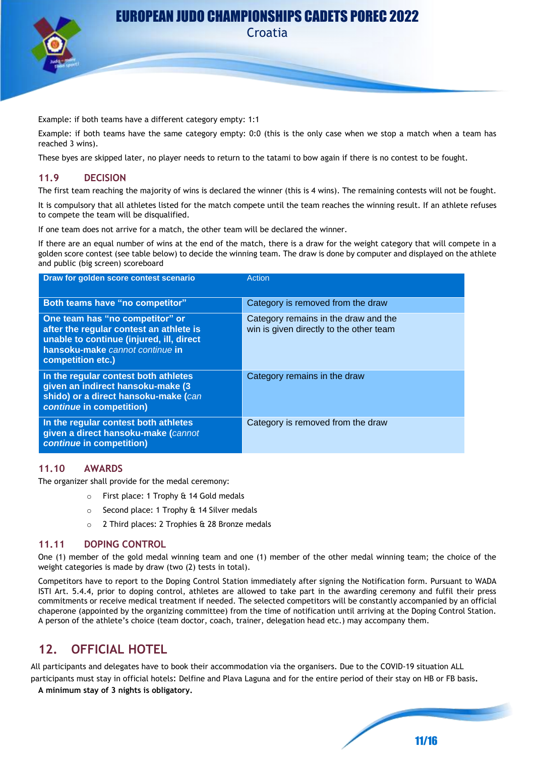Example: if both teams have a different category empty: 1:1

Example: if both teams have the same category empty: 0:0 (this is the only case when we stop a match when a team has reached 3 wins).

These byes are skipped later, no player needs to return to the tatami to bow again if there is no contest to be fought.

### 11.9 DECISION

The first team reaching the majority of wins is declared the winner (this is 4 wins). The remaining contests will not be fought.

It is compulsory that all athletes listed for the match compete until the team reaches the winning result. If an athlete refuses to compete the team will be disqualified.

If one team does not arrive for a match, the other team will be declared the winner.

If there are an equal number of wins at the end of the match, there is a draw for the weight category that will compete in a golden score contest (see table below) to decide the winning team. The draw is done by computer and displayed on the athlete and public (big screen) scoreboard

| **Draw for golden score contest scenario** | Action |
|---|---|
| **Both teams have "no competitor"** | Category is removed from the draw |
| **One team has "no competitor" or after the regular contest an athlete is unable to continue (injured, ill, direct hansoku-make** *cannot continue* **in competition etc.)** | Category remains in the draw and the win is given directly to the other team |
| **In the regular contest both athletes given an indirect hansoku-make (3 shido) or a direct hansoku-make (***can* ***continue* in competition)** | Category remains in the draw |
| **In the regular contest both athletes given a direct hansoku-make (***cannot* ***continue* in competition)** | Category is removed from the draw |

### 11.10 AWARDS

The organizer shall provide for the medal ceremony:

- First place: 1 Trophy & 14 Gold medals
- Second place: 1 Trophy & 14 Silver medals
- 2 Third places: 2 Trophies & 28 Bronze medals

### 11.11 DOPING CONTROL

One (1) member of the gold medal winning team and one (1) member of the other medal winning team; the choice of the weight categories is made by draw (two (2) tests in total).

Competitors have to report to the Doping Control Station immediately after signing the Notification form. Pursuant to WADA ISTI Art. 5.4.4, prior to doping control, athletes are allowed to take part in the awarding ceremony and fulfil their press commitments or receive medical treatment if needed. The selected competitors will be constantly accompanied by an official chaperone (appointed by the organizing committee) from the time of notification until arriving at the Doping Control Station. A person of the athlete's choice (team doctor, coach, trainer, delegation head etc.) may accompany them.

## 12. OFFICIAL HOTEL

All participants and delegates have to book their accommodation via the organisers. Due to the COVID-19 situation ALL participants must stay in official hotels: Delfine and Plava Laguna and for the entire period of their stay on HB or FB basis.

**A minimum stay of 3 nights is obligatory.**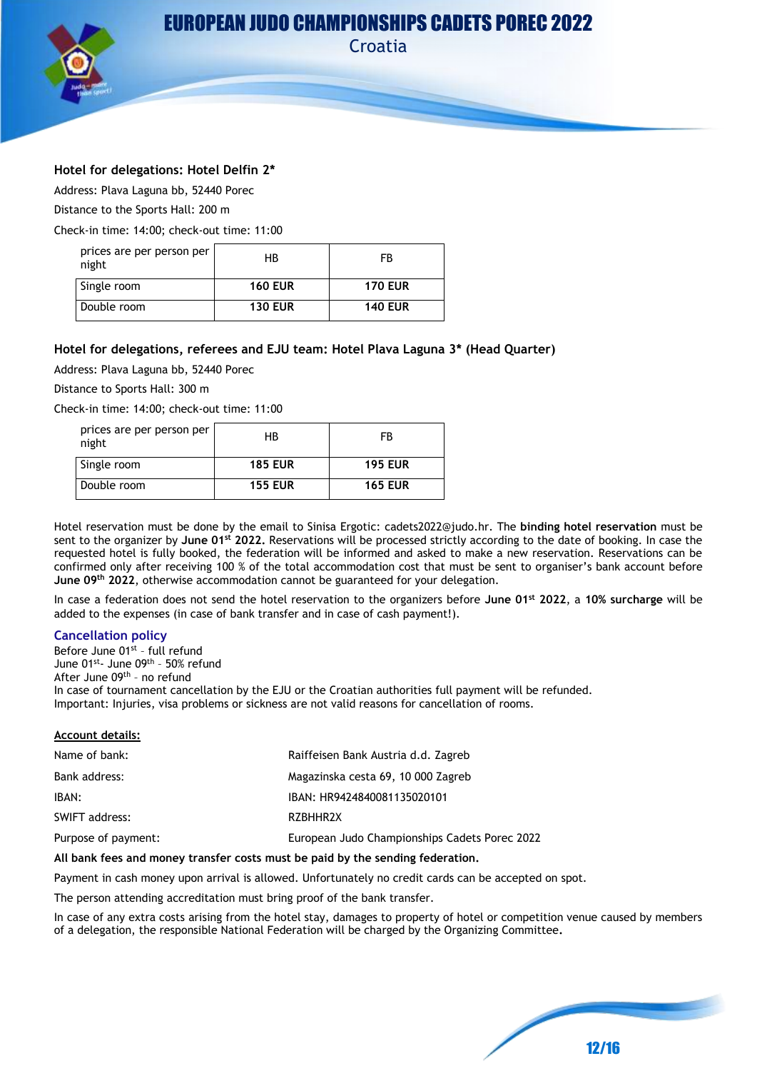### Hotel for delegations: Hotel Delfin 2*

Address: Plava Laguna bb, 52440 Porec

Distance to the Sports Hall: 200 m

Check-in time: 14:00; check-out time: 11:00

| prices are per person per night | HB | FB |
|---|---|---|
| Single room | **160 EUR** | **170 EUR** |
| Double room | **130 EUR** | **140 EUR** |

### Hotel for delegations, referees and EJU team: Hotel Plava Laguna 3* (Head Quarter)

Address: Plava Laguna bb, 52440 Porec

Distance to Sports Hall: 300 m

Check-in time: 14:00; check-out time: 11:00

| prices are per person per night | HB | FB |
|---|---|---|
| Single room | **185 EUR** | **195 EUR** |
| Double room | **155 EUR** | **165 EUR** |

Hotel reservation must be done by the email to Sinisa Ergotic: cadets2022@judo.hr. The **binding hotel reservation** must be sent to the organizer by **June 01st 2022.** Reservations will be processed strictly according to the date of booking. In case the requested hotel is fully booked, the federation will be informed and asked to make a new reservation. Reservations can be confirmed only after receiving 100 % of the total accommodation cost that must be sent to organiser's bank account before **June 09th 2022**, otherwise accommodation cannot be guaranteed for your delegation.

In case a federation does not send the hotel reservation to the organizers before **June 01st 2022**, a **10% surcharge** will be added to the expenses (in case of bank transfer and in case of cash payment!).

## Cancellation policy

Before June 01st – full refund
June 01st- June 09th – 50% refund
After June 09th – no refund
In case of tournament cancellation by the EJU or the Croatian authorities full payment will be refunded.
Important: Injuries, visa problems or sickness are not valid reasons for cancellation of rooms.

**Account details:**

| | |
|---|---|
| Name of bank: | Raiffeisen Bank Austria d.d. Zagreb |
| Bank address: | Magazinska cesta 69, 10 000 Zagreb |
| IBAN: | IBAN: HR9424840081135020101 |
| SWIFT address: | RZBHHR2X |
| Purpose of payment: | European Judo Championships Cadets Porec 2022 |

**All bank fees and money transfer costs must be paid by the sending federation.**

Payment in cash money upon arrival is allowed. Unfortunately no credit cards can be accepted on spot.

The person attending accreditation must bring proof of the bank transfer.

In case of any extra costs arising from the hotel stay, damages to property of hotel or competition venue caused by members of a delegation, the responsible National Federation will be charged by the Organizing Committee.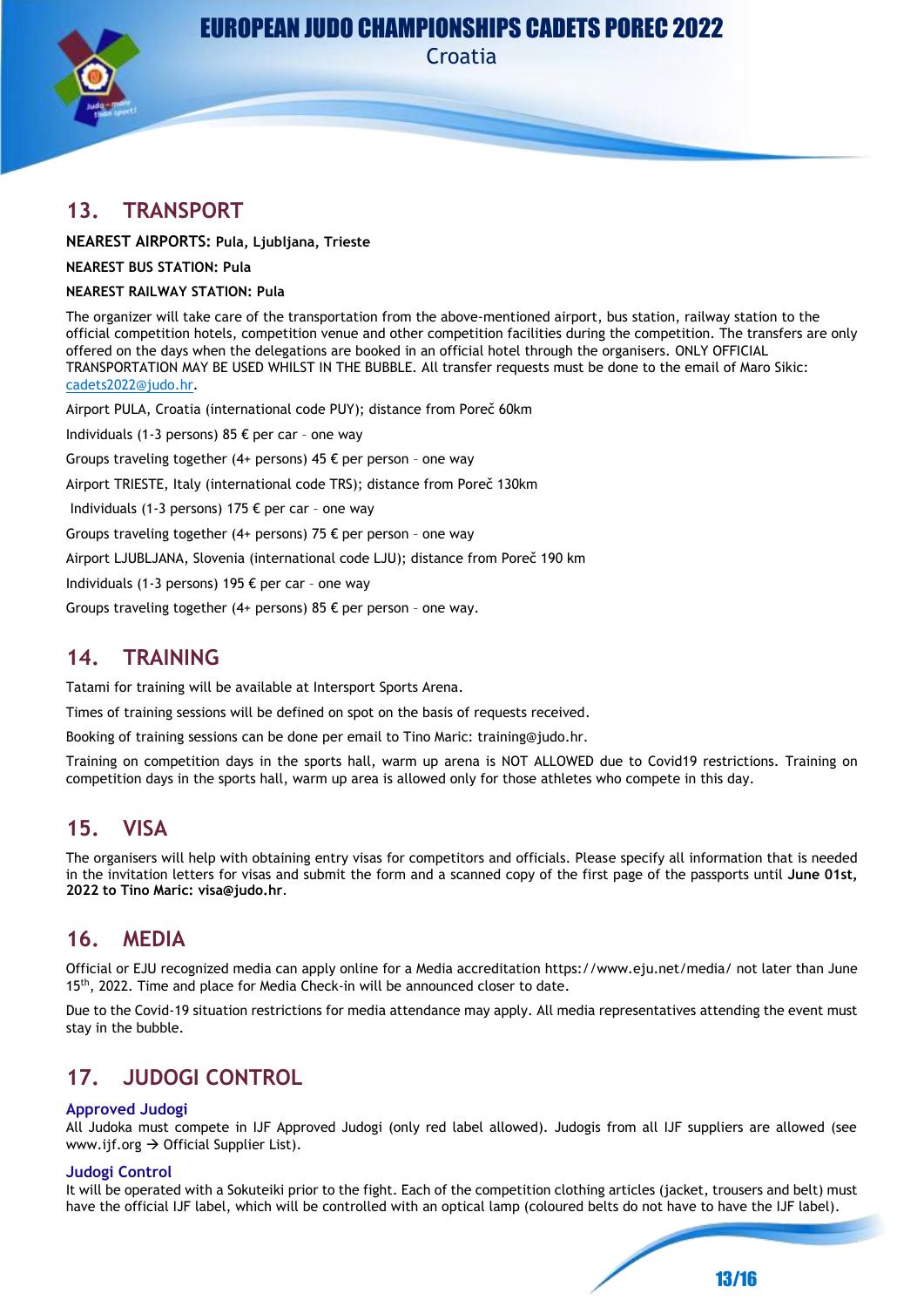## 13. TRANSPORT

**NEAREST AIRPORTS: Pula, Ljubljana, Trieste**

**NEAREST BUS STATION: Pula**

**NEAREST RAILWAY STATION: Pula**

The organizer will take care of the transportation from the above-mentioned airport, bus station, railway station to the official competition hotels, competition venue and other competition facilities during the competition. The transfers are only offered on the days when the delegations are booked in an official hotel through the organisers. ONLY OFFICIAL TRANSPORTATION MAY BE USED WHILST IN THE BUBBLE. All transfer requests must be done to the email of Maro Sikic: cadets2022@judo.hr.

Airport PULA, Croatia (international code PUY); distance from Poreč 60km

Individuals (1-3 persons) 85 € per car – one way

Groups traveling together (4+ persons) 45 € per person – one way

Airport TRIESTE, Italy (international code TRS); distance from Poreč 130km

Individuals (1-3 persons) 175 € per car – one way

Groups traveling together (4+ persons) 75 € per person – one way

Airport LJUBLJANA, Slovenia (international code LJU); distance from Poreč 190 km

Individuals (1-3 persons) 195 € per car – one way

Groups traveling together (4+ persons) 85 € per person – one way.

## 14. TRAINING

Tatami for training will be available at Intersport Sports Arena.

Times of training sessions will be defined on spot on the basis of requests received.

Booking of training sessions can be done per email to Tino Maric: training@judo.hr.

Training on competition days in the sports hall, warm up arena is NOT ALLOWED due to Covid19 restrictions. Training on competition days in the sports hall, warm up area is allowed only for those athletes who compete in this day.

## 15. VISA

The organisers will help with obtaining entry visas for competitors and officials. Please specify all information that is needed in the invitation letters for visas and submit the form and a scanned copy of the first page of the passports until **June 01st, 2022 to Tino Maric: visa@judo.hr**.

## 16. MEDIA

Official or EJU recognized media can apply online for a Media accreditation https://www.eju.net/media/ not later than June 15th, 2022. Time and place for Media Check-in will be announced closer to date.

Due to the Covid-19 situation restrictions for media attendance may apply. All media representatives attending the event must stay in the bubble.

## 17. JUDOGI CONTROL

### Approved Judogi

All Judoka must compete in IJF Approved Judogi (only red label allowed). Judogis from all IJF suppliers are allowed (see www.ijf.org → Official Supplier List).

### Judogi Control

It will be operated with a Sokuteiki prior to the fight. Each of the competition clothing articles (jacket, trousers and belt) must have the official IJF label, which will be controlled with an optical lamp (coloured belts do not have to have the IJF label).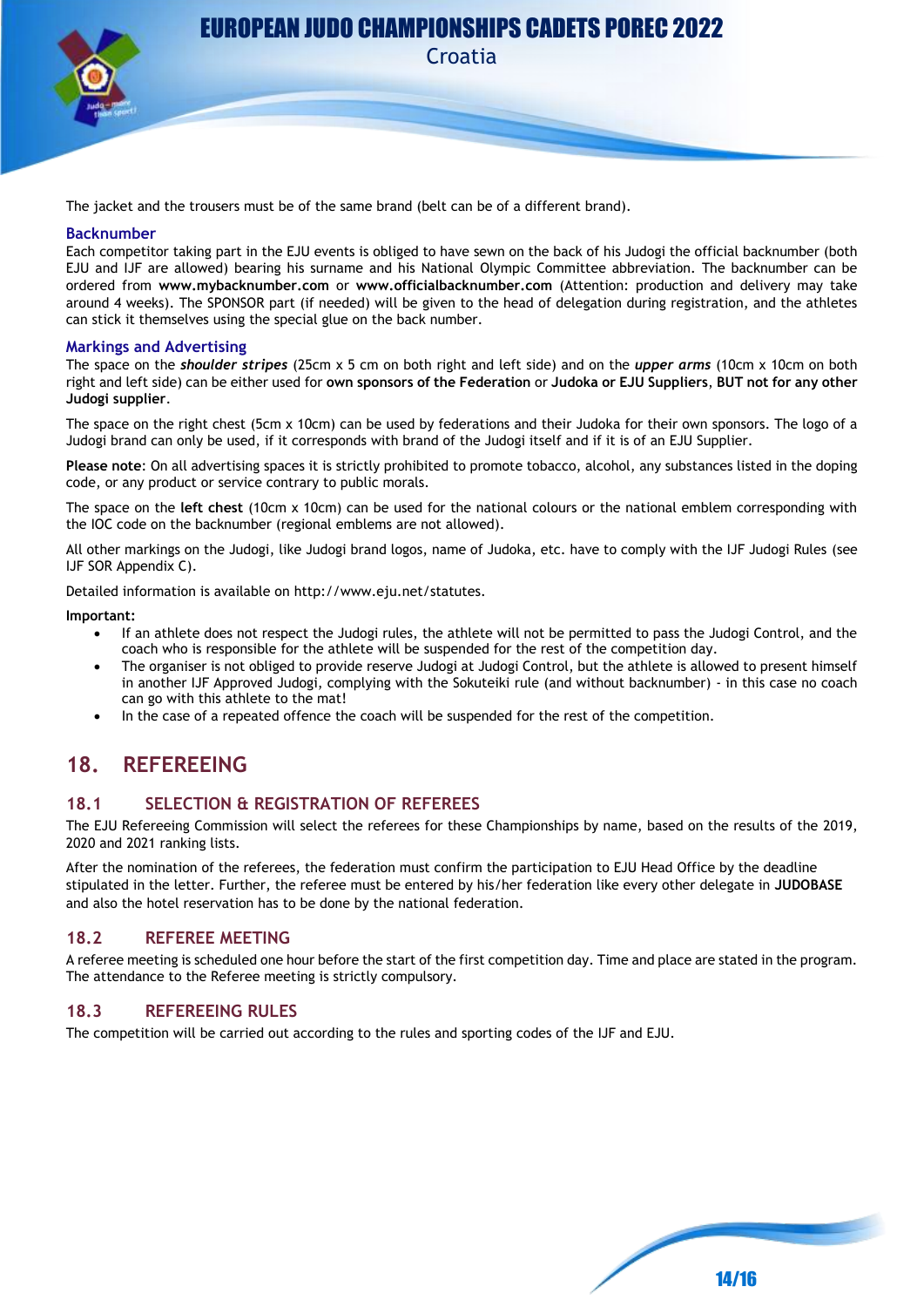The jacket and the trousers must be of the same brand (belt can be of a different brand).

### Backnumber

Each competitor taking part in the EJU events is obliged to have sewn on the back of his Judogi the official backnumber (both EJU and IJF are allowed) bearing his surname and his National Olympic Committee abbreviation. The backnumber can be ordered from **www.mybacknumber.com** or **www.officialbacknumber.com** (Attention: production and delivery may take around 4 weeks). The SPONSOR part (if needed) will be given to the head of delegation during registration, and the athletes can stick it themselves using the special glue on the back number.

### Markings and Advertising

The space on the ***shoulder stripes*** (25cm x 5 cm on both right and left side) and on the ***upper arms*** (10cm x 10cm on both right and left side) can be either used for **own sponsors of the Federation** or **Judoka or EJU Suppliers**, **BUT not for any other Judogi supplier**.

The space on the right chest (5cm x 10cm) can be used by federations and their Judoka for their own sponsors. The logo of a Judogi brand can only be used, if it corresponds with brand of the Judogi itself and if it is of an EJU Supplier.

**Please note**: On all advertising spaces it is strictly prohibited to promote tobacco, alcohol, any substances listed in the doping code, or any product or service contrary to public morals.

The space on the **left chest** (10cm x 10cm) can be used for the national colours or the national emblem corresponding with the IOC code on the backnumber (regional emblems are not allowed).

All other markings on the Judogi, like Judogi brand logos, name of Judoka, etc. have to comply with the IJF Judogi Rules (see IJF SOR Appendix C).

Detailed information is available on http://www.eju.net/statutes.

**Important:**

- If an athlete does not respect the Judogi rules, the athlete will not be permitted to pass the Judogi Control, and the coach who is responsible for the athlete will be suspended for the rest of the competition day.
- The organiser is not obliged to provide reserve Judogi at Judogi Control, but the athlete is allowed to present himself in another IJF Approved Judogi, complying with the Sokuteiki rule (and without backnumber) - in this case no coach can go with this athlete to the mat!
- In the case of a repeated offence the coach will be suspended for the rest of the competition.

## 18. REFEREEING

### 18.1 SELECTION & REGISTRATION OF REFEREES

The EJU Refereeing Commission will select the referees for these Championships by name, based on the results of the 2019, 2020 and 2021 ranking lists.

After the nomination of the referees, the federation must confirm the participation to EJU Head Office by the deadline stipulated in the letter. Further, the referee must be entered by his/her federation like every other delegate in **JUDOBASE** and also the hotel reservation has to be done by the national federation.

### 18.2 REFEREE MEETING

A referee meeting is scheduled one hour before the start of the first competition day. Time and place are stated in the program. The attendance to the Referee meeting is strictly compulsory.

### 18.3 REFEREEING RULES

The competition will be carried out according to the rules and sporting codes of the IJF and EJU.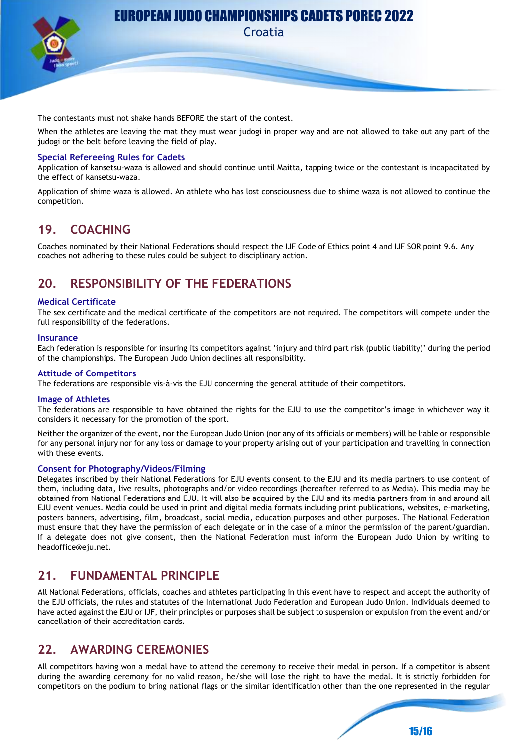The contestants must not shake hands BEFORE the start of the contest.

When the athletes are leaving the mat they must wear judogi in proper way and are not allowed to take out any part of the judogi or the belt before leaving the field of play.

### Special Refereeing Rules for Cadets

Application of kansetsu-waza is allowed and should continue until Maitta, tapping twice or the contestant is incapacitated by the effect of kansetsu-waza.

Application of shime waza is allowed. An athlete who has lost consciousness due to shime waza is not allowed to continue the competition.

## 19. COACHING

Coaches nominated by their National Federations should respect the IJF Code of Ethics point 4 and IJF SOR point 9.6. Any coaches not adhering to these rules could be subject to disciplinary action.

## 20. RESPONSIBILITY OF THE FEDERATIONS

### Medical Certificate

The sex certificate and the medical certificate of the competitors are not required. The competitors will compete under the full responsibility of the federations.

### Insurance

Each federation is responsible for insuring its competitors against 'injury and third part risk (public liability)' during the period of the championships. The European Judo Union declines all responsibility.

### Attitude of Competitors

The federations are responsible vis-à-vis the EJU concerning the general attitude of their competitors.

### Image of Athletes

The federations are responsible to have obtained the rights for the EJU to use the competitor's image in whichever way it considers it necessary for the promotion of the sport.

Neither the organizer of the event, nor the European Judo Union (nor any of its officials or members) will be liable or responsible for any personal injury nor for any loss or damage to your property arising out of your participation and travelling in connection with these events.

### Consent for Photography/Videos/Filming

Delegates inscribed by their National Federations for EJU events consent to the EJU and its media partners to use content of them, including data, live results, photographs and/or video recordings (hereafter referred to as Media). This media may be obtained from National Federations and EJU. It will also be acquired by the EJU and its media partners from in and around all EJU event venues. Media could be used in print and digital media formats including print publications, websites, e-marketing, posters banners, advertising, film, broadcast, social media, education purposes and other purposes. The National Federation must ensure that they have the permission of each delegate or in the case of a minor the permission of the parent/guardian. If a delegate does not give consent, then the National Federation must inform the European Judo Union by writing to headoffice@eju.net.

## 21. FUNDAMENTAL PRINCIPLE

All National Federations, officials, coaches and athletes participating in this event have to respect and accept the authority of the EJU officials, the rules and statutes of the International Judo Federation and European Judo Union. Individuals deemed to have acted against the EJU or IJF, their principles or purposes shall be subject to suspension or expulsion from the event and/or cancellation of their accreditation cards.

## 22. AWARDING CEREMONIES

All competitors having won a medal have to attend the ceremony to receive their medal in person. If a competitor is absent during the awarding ceremony for no valid reason, he/she will lose the right to have the medal. It is strictly forbidden for competitors on the podium to bring national flags or the similar identification other than the one represented in the regular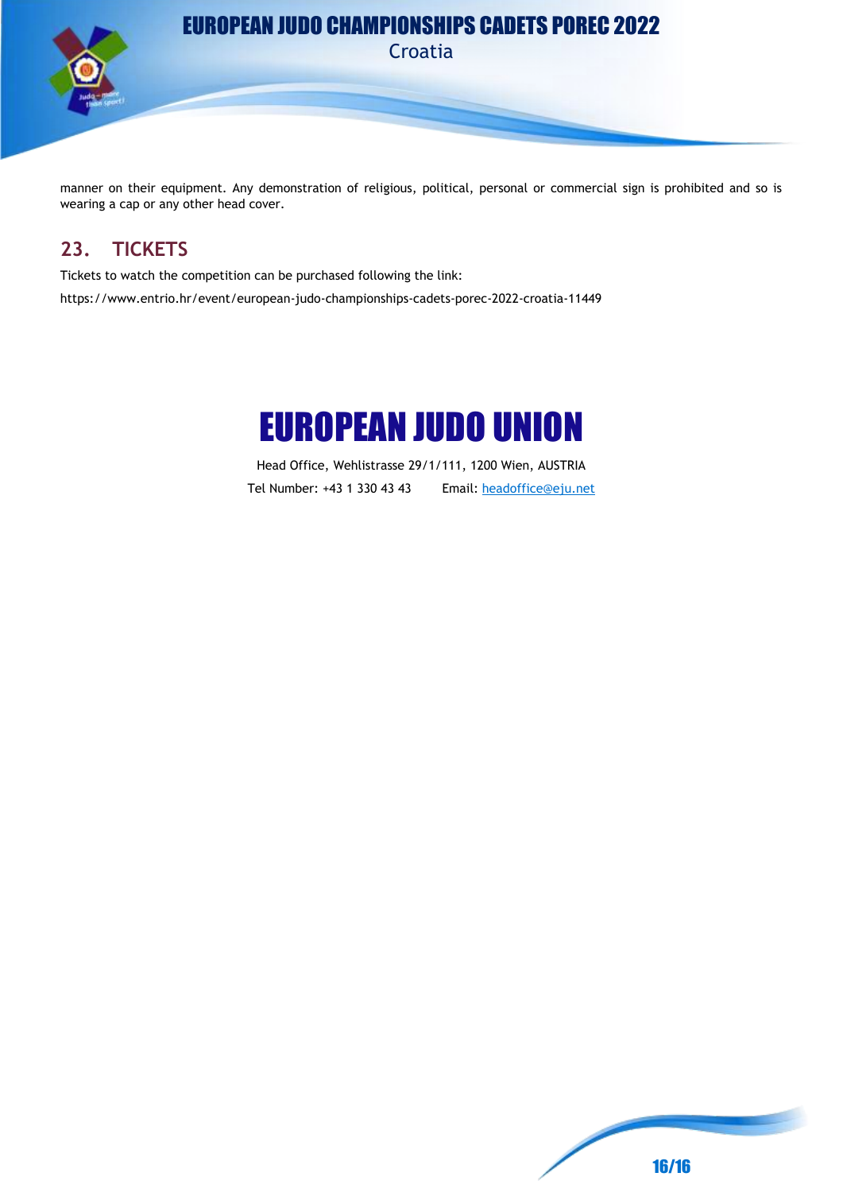manner on their equipment. Any demonstration of religious, political, personal or commercial sign is prohibited and so is wearing a cap or any other head cover.

## 23. TICKETS

Tickets to watch the competition can be purchased following the link:

https://www.entrio.hr/event/european-judo-championships-cadets-porec-2022-croatia-11449

# EUROPEAN JUDO UNION

Head Office, Wehlistrasse 29/1/111, 1200 Wien, AUSTRIA

Tel Number: +43 1 330 43 43        Email: headoffice@eju.net